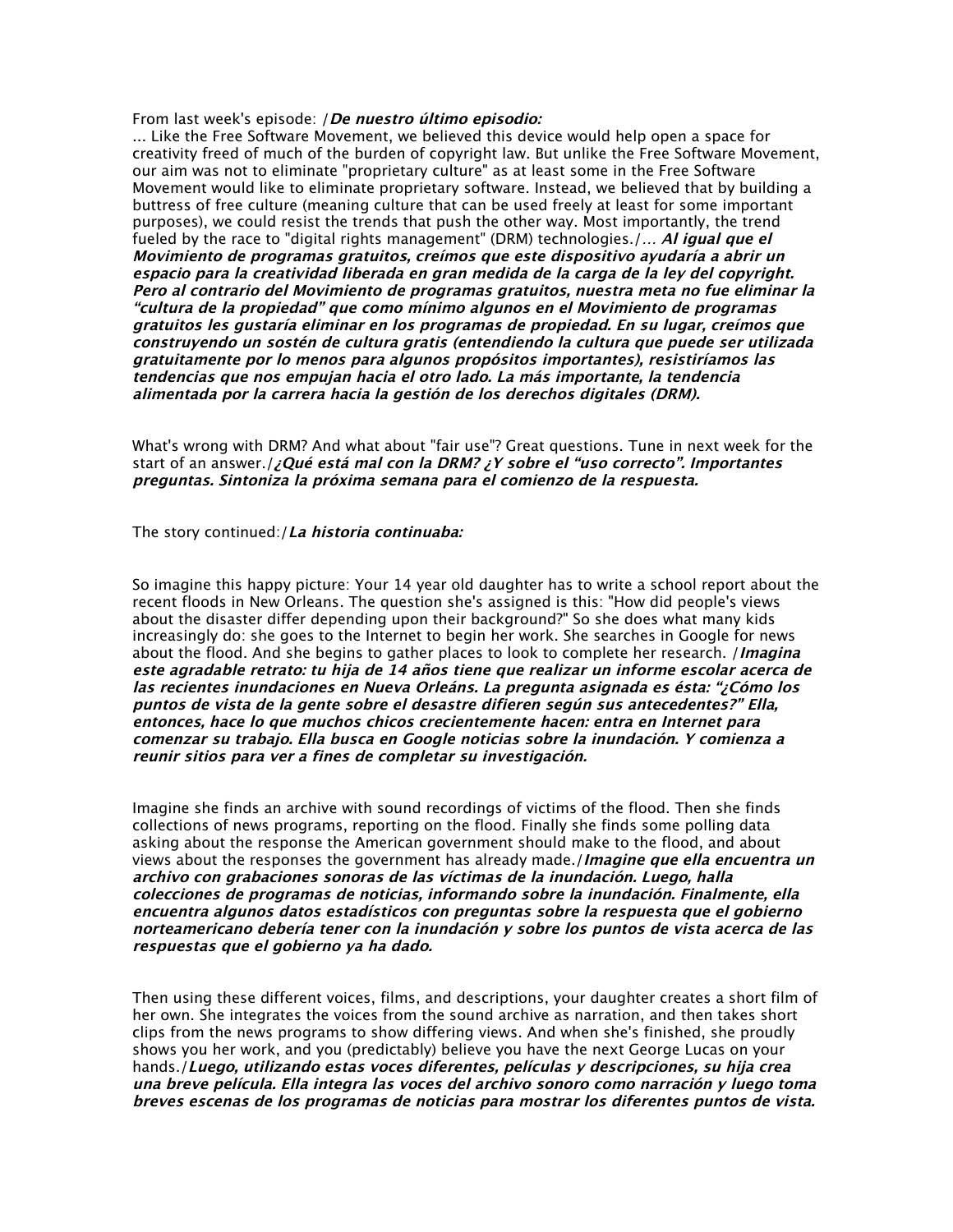From last week's episode: /***De nuestro último episodio:***

... Like the Free Software Movement, we believed this device would help open a space for creativity freed of much of the burden of copyright law. But unlike the Free Software Movement, our aim was not to eliminate "proprietary culture" as at least some in the Free Software Movement would like to eliminate proprietary software. Instead, we believed that by building a buttress of free culture (meaning culture that can be used freely at least for some important purposes), we could resist the trends that push the other way. Most importantly, the trend fueled by the race to "digital rights management" (DRM) technologies./... ***Al igual que el Movimiento de programas gratuitos, creímos que este dispositivo ayudaría a abrir un espacio para la creatividad liberada en gran medida de la carga de la ley del copyright. Pero al contrario del Movimiento de programas gratuitos, nuestra meta no fue eliminar la "cultura de la propiedad" que como mínimo algunos en el Movimiento de programas gratuitos les gustaría eliminar en los programas de propiedad. En su lugar, creímos que construyendo un sostén de cultura gratis (entendiendo la cultura que puede ser utilizada gratuitamente por lo menos para algunos propósitos importantes), resistiríamos las tendencias que nos empujan hacia el otro lado. La más importante, la tendencia alimentada por la carrera hacia la gestión de los derechos digitales (DRM).***

What's wrong with DRM? And what about "fair use"? Great questions. Tune in next week for the start of an answer./***¿Qué está mal con la DRM? ¿Y sobre el "uso correcto". Importantes preguntas. Sintoniza la próxima semana para el comienzo de la respuesta.***

The story continued:/***La historia continuaba:***

So imagine this happy picture: Your 14 year old daughter has to write a school report about the recent floods in New Orleans. The question she's assigned is this: "How did people's views about the disaster differ depending upon their background?" So she does what many kids increasingly do: she goes to the Internet to begin her work. She searches in Google for news about the flood. And she begins to gather places to look to complete her research. /***Imagina este agradable retrato: tu hija de 14 años tiene que realizar un informe escolar acerca de las recientes inundaciones en Nueva Orleáns. La pregunta asignada es ésta: "¿Cómo los puntos de vista de la gente sobre el desastre difieren según sus antecedentes?" Ella, entonces, hace lo que muchos chicos crecientemente hacen: entra en Internet para comenzar su trabajo. Ella busca en Google noticias sobre la inundación. Y comienza a reunir sitios para ver a fines de completar su investigación.***

Imagine she finds an archive with sound recordings of victims of the flood. Then she finds collections of news programs, reporting on the flood. Finally she finds some polling data asking about the response the American government should make to the flood, and about views about the responses the government has already made./***Imagine que ella encuentra un archivo con grabaciones sonoras de las víctimas de la inundación. Luego, halla colecciones de programas de noticias, informando sobre la inundación. Finalmente, ella encuentra algunos datos estadísticos con preguntas sobre la respuesta que el gobierno norteamericano debería tener con la inundación y sobre los puntos de vista acerca de las respuestas que el gobierno ya ha dado.***

Then using these different voices, films, and descriptions, your daughter creates a short film of her own. She integrates the voices from the sound archive as narration, and then takes short clips from the news programs to show differing views. And when she's finished, she proudly shows you her work, and you (predictably) believe you have the next George Lucas on your hands./***Luego, utilizando estas voces diferentes, películas y descripciones, su hija crea una breve película. Ella integra las voces del archivo sonoro como narración y luego toma breves escenas de los programas de noticias para mostrar los diferentes puntos de vista.***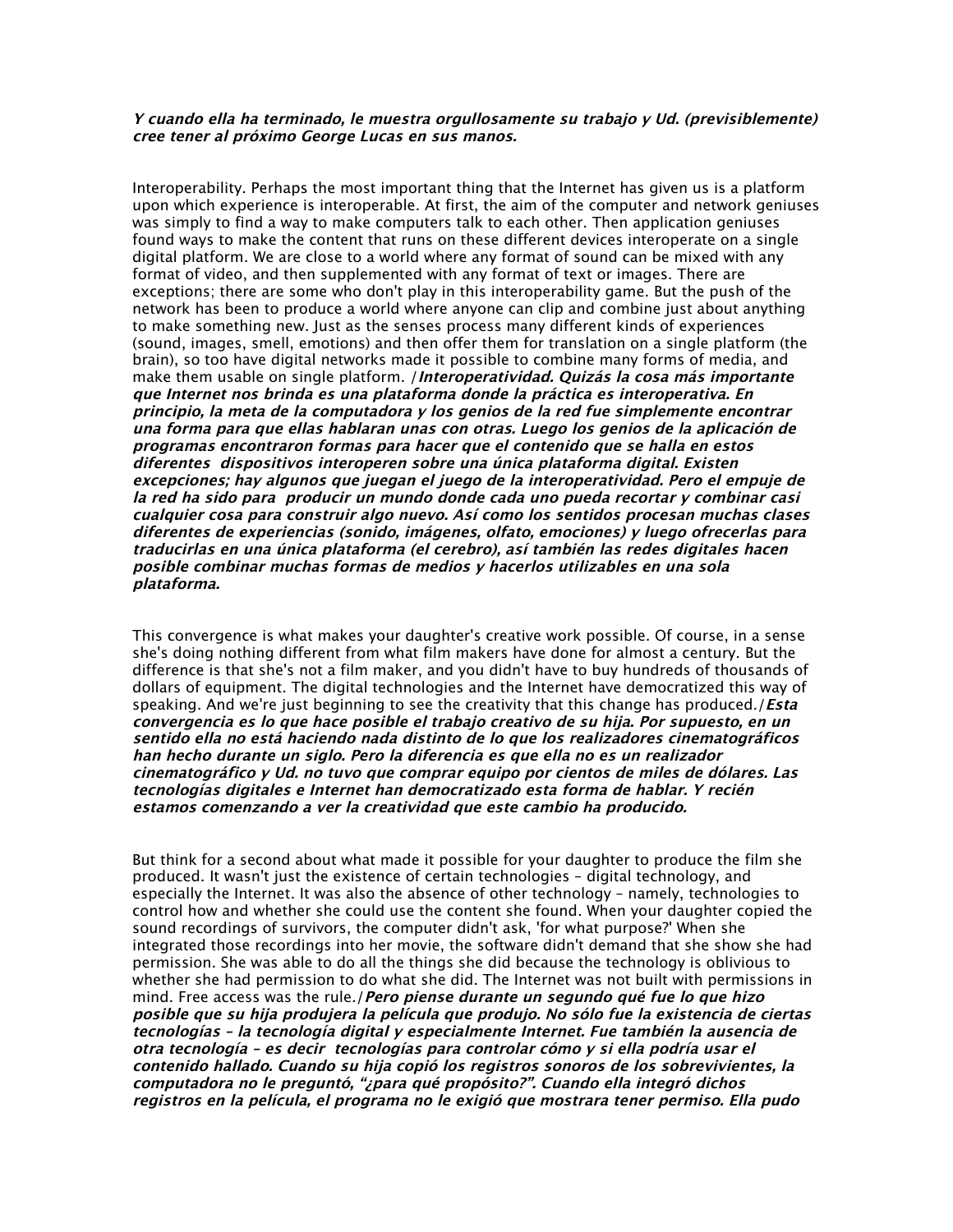***Y cuando ella ha terminado, le muestra orgullosamente su trabajo y Ud. (previsiblemente) cree tener al próximo George Lucas en sus manos.***

Interoperability. Perhaps the most important thing that the Internet has given us is a platform upon which experience is interoperable. At first, the aim of the computer and network geniuses was simply to find a way to make computers talk to each other. Then application geniuses found ways to make the content that runs on these different devices interoperate on a single digital platform. We are close to a world where any format of sound can be mixed with any format of video, and then supplemented with any format of text or images. There are exceptions; there are some who don't play in this interoperability game. But the push of the network has been to produce a world where anyone can clip and combine just about anything to make something new. Just as the senses process many different kinds of experiences (sound, images, smell, emotions) and then offer them for translation on a single platform (the brain), so too have digital networks made it possible to combine many forms of media, and make them usable on single platform. /***Interoperatividad. Quizás la cosa más importante que Internet nos brinda es una plataforma donde la práctica es interoperativa. En principio, la meta de la computadora y los genios de la red fue simplemente encontrar una forma para que ellas hablaran unas con otras. Luego los genios de la aplicación de programas encontraron formas para hacer que el contenido que se halla en estos diferentes dispositivos interoperen sobre una única plataforma digital. Existen excepciones; hay algunos que juegan el juego de la interoperatividad. Pero el empuje de la red ha sido para producir un mundo donde cada uno pueda recortar y combinar casi cualquier cosa para construir algo nuevo. Así como los sentidos procesan muchas clases diferentes de experiencias (sonido, imágenes, olfato, emociones) y luego ofrecerlas para traducirlas en una única plataforma (el cerebro), así también las redes digitales hacen posible combinar muchas formas de medios y hacerlos utilizables en una sola plataforma.***

This convergence is what makes your daughter's creative work possible. Of course, in a sense she's doing nothing different from what film makers have done for almost a century. But the difference is that she's not a film maker, and you didn't have to buy hundreds of thousands of dollars of equipment. The digital technologies and the Internet have democratized this way of speaking. And we're just beginning to see the creativity that this change has produced./***Esta convergencia es lo que hace posible el trabajo creativo de su hija. Por supuesto, en un sentido ella no está haciendo nada distinto de lo que los realizadores cinematográficos han hecho durante un siglo. Pero la diferencia es que ella no es un realizador cinematográfico y Ud. no tuvo que comprar equipo por cientos de miles de dólares. Las tecnologías digitales e Internet han democratizado esta forma de hablar. Y recién estamos comenzando a ver la creatividad que este cambio ha producido.***

But think for a second about what made it possible for your daughter to produce the film she produced. It wasn't just the existence of certain technologies – digital technology, and especially the Internet. It was also the absence of other technology – namely, technologies to control how and whether she could use the content she found. When your daughter copied the sound recordings of survivors, the computer didn't ask, 'for what purpose?' When she integrated those recordings into her movie, the software didn't demand that she show she had permission. She was able to do all the things she did because the technology is oblivious to whether she had permission to do what she did. The Internet was not built with permissions in mind. Free access was the rule./***Pero piense durante un segundo qué fue lo que hizo posible que su hija produjera la película que produjo. No sólo fue la existencia de ciertas tecnologías – la tecnología digital y especialmente Internet. Fue también la ausencia de otra tecnología – es decir tecnologías para controlar cómo y si ella podría usar el contenido hallado. Cuando su hija copió los registros sonoros de los sobrevivientes, la computadora no le preguntó, "¿para qué propósito?". Cuando ella integró dichos registros en la película, el programa no le exigió que mostrara tener permiso. Ella pudo***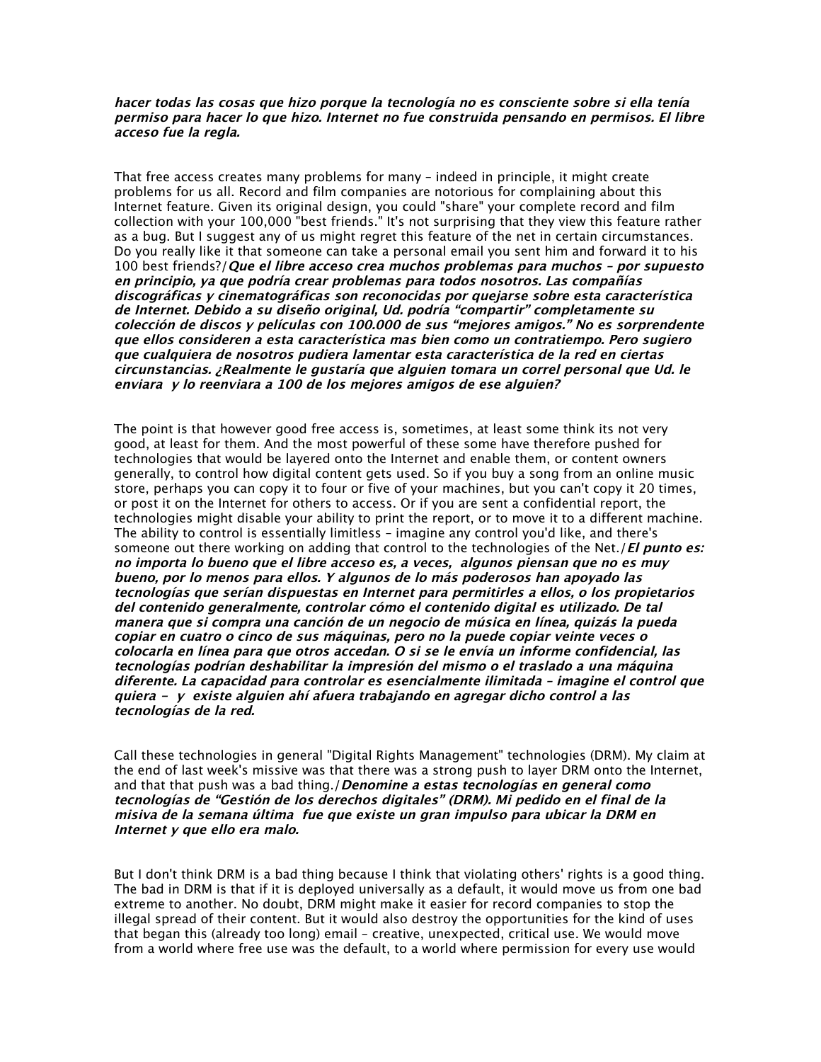***hacer todas las cosas que hizo porque la tecnología no es consciente sobre si ella tenía permiso para hacer lo que hizo. Internet no fue construida pensando en permisos. El libre acceso fue la regla.***

That free access creates many problems for many – indeed in principle, it might create problems for us all. Record and film companies are notorious for complaining about this Internet feature. Given its original design, you could "share" your complete record and film collection with your 100,000 "best friends." It's not surprising that they view this feature rather as a bug. But I suggest any of us might regret this feature of the net in certain circumstances. Do you really like it that someone can take a personal email you sent him and forward it to his 100 best friends?/***Que el libre acceso crea muchos problemas para muchos – por supuesto en principio, ya que podría crear problemas para todos nosotros. Las compañías discográficas y cinematográficas son reconocidas por quejarse sobre esta característica de Internet. Debido a su diseño original, Ud. podría "compartir" completamente su colección de discos y películas con 100.000 de sus "mejores amigos." No es sorprendente que ellos consideren a esta característica mas bien como un contratiempo. Pero sugiero que cualquiera de nosotros pudiera lamentar esta característica de la red en ciertas circunstancias. ¿Realmente le gustaría que alguien tomara un correl personal que Ud. le enviara y lo reenviara a 100 de los mejores amigos de ese alguien?***

The point is that however good free access is, sometimes, at least some think its not very good, at least for them. And the most powerful of these some have therefore pushed for technologies that would be layered onto the Internet and enable them, or content owners generally, to control how digital content gets used. So if you buy a song from an online music store, perhaps you can copy it to four or five of your machines, but you can't copy it 20 times, or post it on the Internet for others to access. Or if you are sent a confidential report, the technologies might disable your ability to print the report, or to move it to a different machine. The ability to control is essentially limitless – imagine any control you'd like, and there's someone out there working on adding that control to the technologies of the Net./***El punto es: no importa lo bueno que el libre acceso es, a veces, algunos piensan que no es muy bueno, por lo menos para ellos. Y algunos de lo más poderosos han apoyado las tecnologías que serían dispuestas en Internet para permitirles a ellos, o los propietarios del contenido generalmente, controlar cómo el contenido digital es utilizado. De tal manera que si compra una canción de un negocio de música en línea, quizás la pueda copiar en cuatro o cinco de sus máquinas, pero no la puede copiar veinte veces o colocarla en línea para que otros accedan. O si se le envía un informe confidencial, las tecnologías podrían deshabilitar la impresión del mismo o el traslado a una máquina diferente. La capacidad para controlar es esencialmente ilimitada – imagine el control que quiera – y existe alguien ahí afuera trabajando en agregar dicho control a las tecnologías de la red.***

Call these technologies in general "Digital Rights Management" technologies (DRM). My claim at the end of last week's missive was that there was a strong push to layer DRM onto the Internet, and that that push was a bad thing./***Denomine a estas tecnologías en general como tecnologías de "Gestión de los derechos digitales" (DRM). Mi pedido en el final de la misiva de la semana última fue que existe un gran impulso para ubicar la DRM en Internet y que ello era malo.***

But I don't think DRM is a bad thing because I think that violating others' rights is a good thing. The bad in DRM is that if it is deployed universally as a default, it would move us from one bad extreme to another. No doubt, DRM might make it easier for record companies to stop the illegal spread of their content. But it would also destroy the opportunities for the kind of uses that began this (already too long) email – creative, unexpected, critical use. We would move from a world where free use was the default, to a world where permission for every use would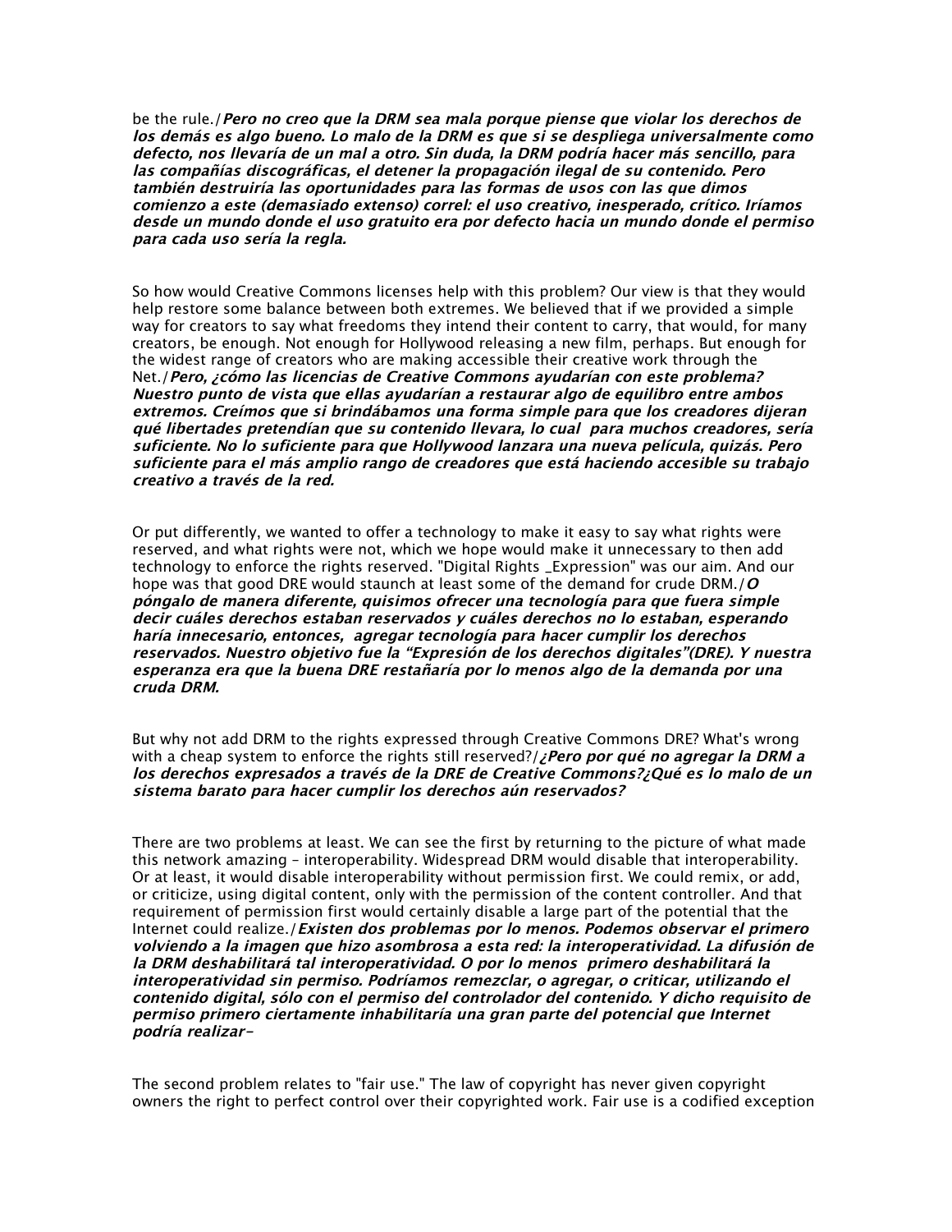be the rule./***Pero no creo que la DRM sea mala porque piense que violar los derechos de los demás es algo bueno. Lo malo de la DRM es que si se despliega universalmente como defecto, nos llevaría de un mal a otro. Sin duda, la DRM podría hacer más sencillo, para las compañías discográficas, el detener la propagación ilegal de su contenido. Pero también destruiría las oportunidades para las formas de usos con las que dimos comienzo a este (demasiado extenso) correl: el uso creativo, inesperado, crítico. Iríamos desde un mundo donde el uso gratuito era por defecto hacia un mundo donde el permiso para cada uso sería la regla.***

So how would Creative Commons licenses help with this problem? Our view is that they would help restore some balance between both extremes. We believed that if we provided a simple way for creators to say what freedoms they intend their content to carry, that would, for many creators, be enough. Not enough for Hollywood releasing a new film, perhaps. But enough for the widest range of creators who are making accessible their creative work through the Net./***Pero, ¿cómo las licencias de Creative Commons ayudarían con este problema? Nuestro punto de vista que ellas ayudarían a restaurar algo de equilibro entre ambos extremos. Creímos que si brindábamos una forma simple para que los creadores dijeran qué libertades pretendían que su contenido llevara, lo cual para muchos creadores, sería suficiente. No lo suficiente para que Hollywood lanzara una nueva película, quizás. Pero suficiente para el más amplio rango de creadores que está haciendo accesible su trabajo creativo a través de la red.***

Or put differently, we wanted to offer a technology to make it easy to say what rights were reserved, and what rights were not, which we hope would make it unnecessary to then add technology to enforce the rights reserved. "Digital Rights _Expression" was our aim. And our hope was that good DRE would staunch at least some of the demand for crude DRM./***O póngalo de manera diferente, quisimos ofrecer una tecnología para que fuera simple decir cuáles derechos estaban reservados y cuáles derechos no lo estaban, esperando haría innecesario, entonces, agregar tecnología para hacer cumplir los derechos reservados. Nuestro objetivo fue la "Expresión de los derechos digitales"(DRE). Y nuestra esperanza era que la buena DRE restañaría por lo menos algo de la demanda por una cruda DRM.***

But why not add DRM to the rights expressed through Creative Commons DRE? What's wrong with a cheap system to enforce the rights still reserved?/***¿Pero por qué no agregar la DRM a los derechos expresados a través de la DRE de Creative Commons?¿Qué es lo malo de un sistema barato para hacer cumplir los derechos aún reservados?***

There are two problems at least. We can see the first by returning to the picture of what made this network amazing - interoperability. Widespread DRM would disable that interoperability. Or at least, it would disable interoperability without permission first. We could remix, or add, or criticize, using digital content, only with the permission of the content controller. And that requirement of permission first would certainly disable a large part of the potential that the Internet could realize./***Existen dos problemas por lo menos. Podemos observar el primero volviendo a la imagen que hizo asombrosa a esta red: la interoperatividad. La difusión de la DRM deshabilitará tal interoperatividad. O por lo menos primero deshabilitará la interoperatividad sin permiso. Podríamos remezclar, o agregar, o criticar, utilizando el contenido digital, sólo con el permiso del controlador del contenido. Y dicho requisito de permiso primero ciertamente inhabilitaría una gran parte del potencial que Internet podría realizar-***

The second problem relates to "fair use." The law of copyright has never given copyright owners the right to perfect control over their copyrighted work. Fair use is a codified exception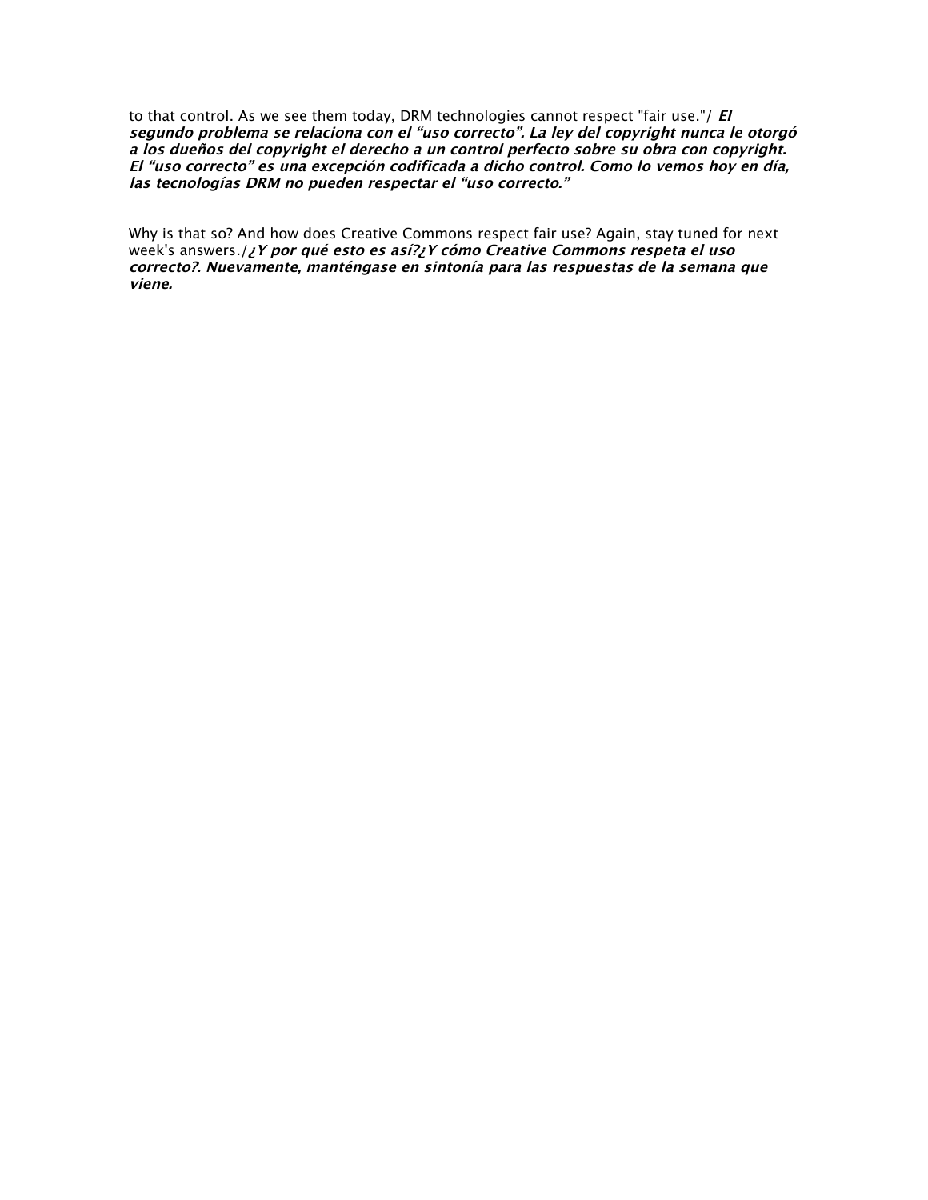to that control. As we see them today, DRM technologies cannot respect "fair use."/ ***El segundo problema se relaciona con el "uso correcto". La ley del copyright nunca le otorgó a los dueños del copyright el derecho a un control perfecto sobre su obra con copyright. El "uso correcto" es una excepción codificada a dicho control. Como lo vemos hoy en día, las tecnologías DRM no pueden respectar el "uso correcto."***

Why is that so? And how does Creative Commons respect fair use? Again, stay tuned for next week's answers./***¿Y por qué esto es así?¿Y cómo Creative Commons respeta el uso correcto?. Nuevamente, manténgase en sintonía para las respuestas de la semana que viene.***